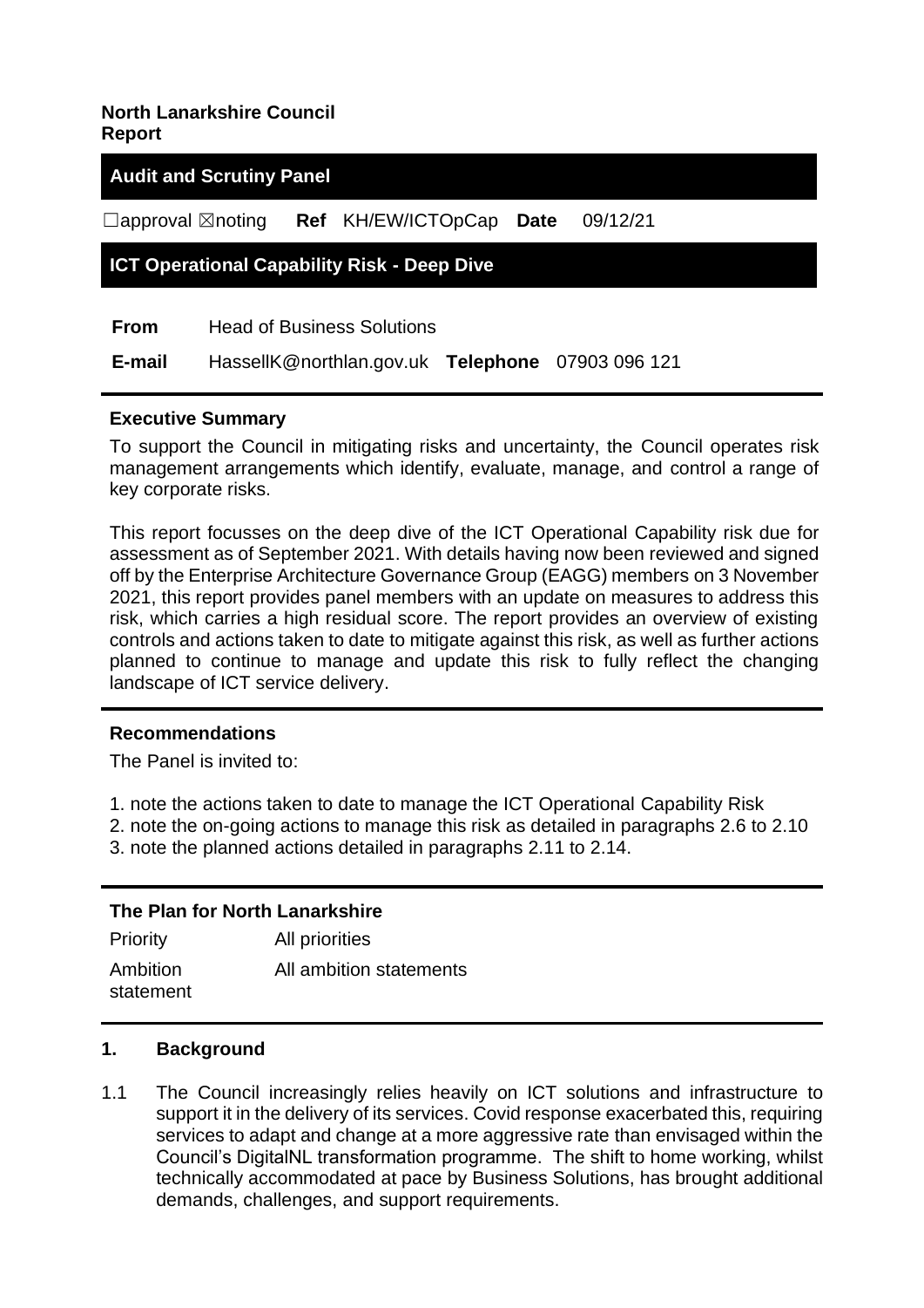**North Lanarkshire Council**
**Report**

## Audit and Scrutiny Panel

☐approval ☒noting **Ref** KH/EW/ICTOpCap **Date** 09/12/21

## ICT Operational Capability Risk - Deep Dive

**From** Head of Business Solutions

**E-mail** HassellK@northlan.gov.uk **Telephone** 07903 096 121

### Executive Summary

To support the Council in mitigating risks and uncertainty, the Council operates risk management arrangements which identify, evaluate, manage, and control a range of key corporate risks.

This report focusses on the deep dive of the ICT Operational Capability risk due for assessment as of September 2021. With details having now been reviewed and signed off by the Enterprise Architecture Governance Group (EAGG) members on 3 November 2021, this report provides panel members with an update on measures to address this risk, which carries a high residual score. The report provides an overview of existing controls and actions taken to date to mitigate against this risk, as well as further actions planned to continue to manage and update this risk to fully reflect the changing landscape of ICT service delivery.

### Recommendations

The Panel is invited to:

1. note the actions taken to date to manage the ICT Operational Capability Risk
2. note the on-going actions to manage this risk as detailed in paragraphs 2.6 to 2.10
3. note the planned actions detailed in paragraphs 2.11 to 2.14.

### The Plan for North Lanarkshire

| | |
|---|---|
| Priority | All priorities |
| Ambition statement | All ambition statements |

### 1. Background

1.1 The Council increasingly relies heavily on ICT solutions and infrastructure to support it in the delivery of its services. Covid response exacerbated this, requiring services to adapt and change at a more aggressive rate than envisaged within the Council's DigitalNL transformation programme. The shift to home working, whilst technically accommodated at pace by Business Solutions, has brought additional demands, challenges, and support requirements.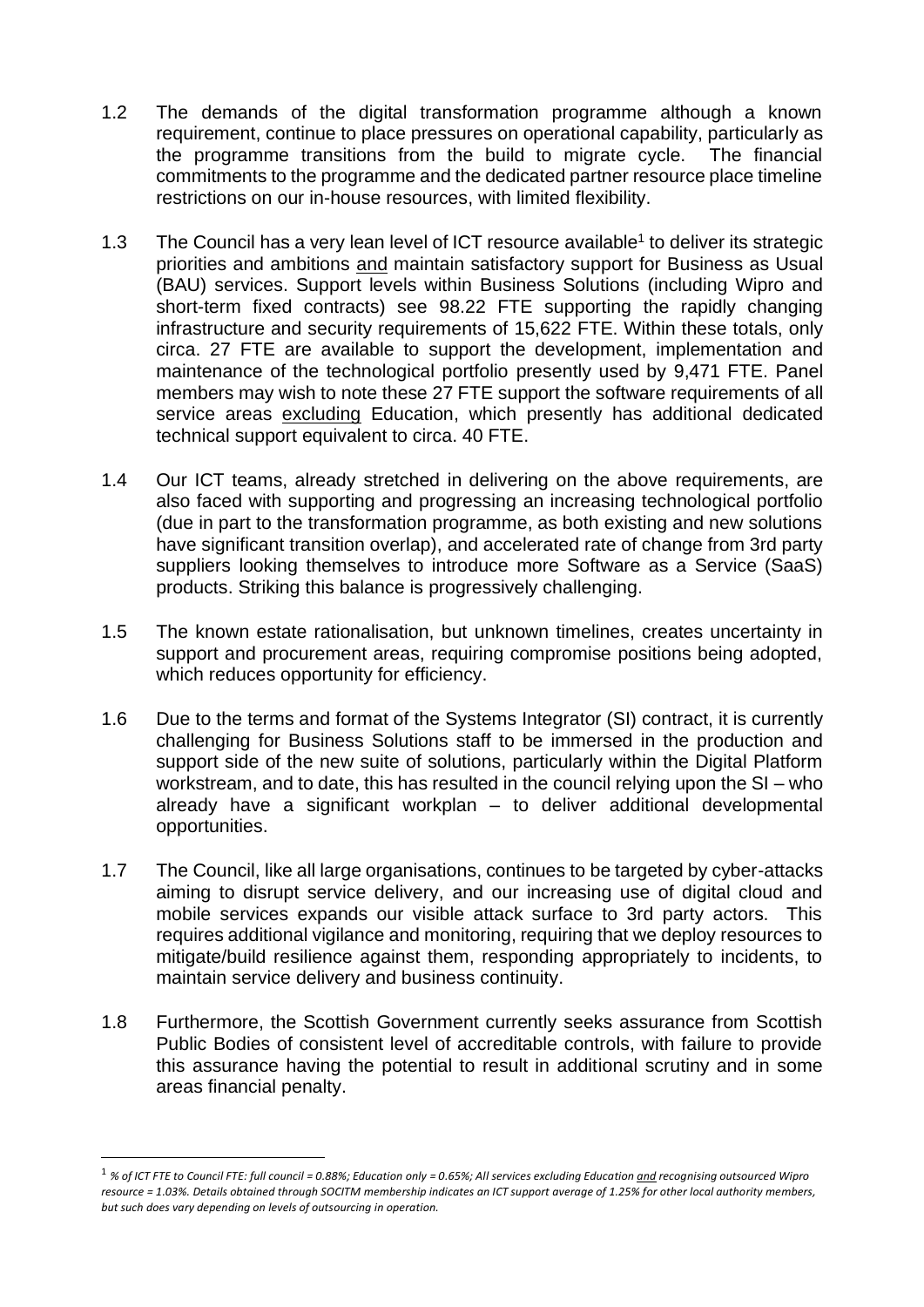1.2 The demands of the digital transformation programme although a known requirement, continue to place pressures on operational capability, particularly as the programme transitions from the build to migrate cycle. The financial commitments to the programme and the dedicated partner resource place timeline restrictions on our in-house resources, with limited flexibility.

1.3 The Council has a very lean level of ICT resource available[1] to deliver its strategic priorities and ambitions <u>and</u> maintain satisfactory support for Business as Usual (BAU) services. Support levels within Business Solutions (including Wipro and short-term fixed contracts) see 98.22 FTE supporting the rapidly changing infrastructure and security requirements of 15,622 FTE. Within these totals, only circa. 27 FTE are available to support the development, implementation and maintenance of the technological portfolio presently used by 9,471 FTE. Panel members may wish to note these 27 FTE support the software requirements of all service areas <u>excluding</u> Education, which presently has additional dedicated technical support equivalent to circa. 40 FTE.

1.4 Our ICT teams, already stretched in delivering on the above requirements, are also faced with supporting and progressing an increasing technological portfolio (due in part to the transformation programme, as both existing and new solutions have significant transition overlap), and accelerated rate of change from 3rd party suppliers looking themselves to introduce more Software as a Service (SaaS) products. Striking this balance is progressively challenging.

1.5 The known estate rationalisation, but unknown timelines, creates uncertainty in support and procurement areas, requiring compromise positions being adopted, which reduces opportunity for efficiency.

1.6 Due to the terms and format of the Systems Integrator (SI) contract, it is currently challenging for Business Solutions staff to be immersed in the production and support side of the new suite of solutions, particularly within the Digital Platform workstream, and to date, this has resulted in the council relying upon the SI – who already have a significant workplan – to deliver additional developmental opportunities.

1.7 The Council, like all large organisations, continues to be targeted by cyber-attacks aiming to disrupt service delivery, and our increasing use of digital cloud and mobile services expands our visible attack surface to 3rd party actors. This requires additional vigilance and monitoring, requiring that we deploy resources to mitigate/build resilience against them, responding appropriately to incidents, to maintain service delivery and business continuity.

1.8 Furthermore, the Scottish Government currently seeks assurance from Scottish Public Bodies of consistent level of accreditable controls, with failure to provide this assurance having the potential to result in additional scrutiny and in some areas financial penalty.

---

[1] *% of ICT FTE to Council FTE: full council = 0.88%; Education only = 0.65%; All services excluding Education <u>and</u> recognising outsourced Wipro resource = 1.03%. Details obtained through SOCITM membership indicates an ICT support average of 1.25% for other local authority members, but such does vary depending on levels of outsourcing in operation.*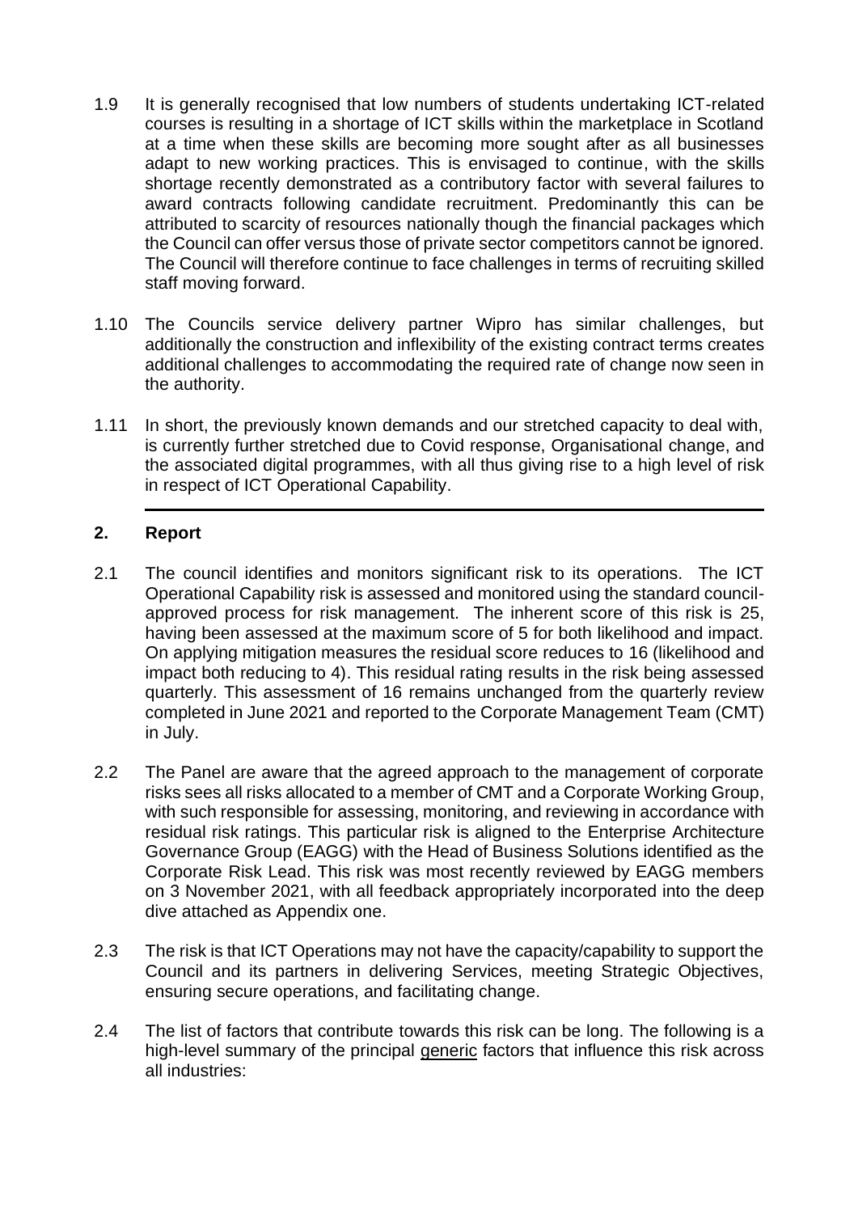1.9 It is generally recognised that low numbers of students undertaking ICT-related courses is resulting in a shortage of ICT skills within the marketplace in Scotland at a time when these skills are becoming more sought after as all businesses adapt to new working practices. This is envisaged to continue, with the skills shortage recently demonstrated as a contributory factor with several failures to award contracts following candidate recruitment. Predominantly this can be attributed to scarcity of resources nationally though the financial packages which the Council can offer versus those of private sector competitors cannot be ignored. The Council will therefore continue to face challenges in terms of recruiting skilled staff moving forward.

1.10 The Councils service delivery partner Wipro has similar challenges, but additionally the construction and inflexibility of the existing contract terms creates additional challenges to accommodating the required rate of change now seen in the authority.

1.11 In short, the previously known demands and our stretched capacity to deal with, is currently further stretched due to Covid response, Organisational change, and the associated digital programmes, with all thus giving rise to a high level of risk in respect of ICT Operational Capability.

---

## 2. Report

2.1 The council identifies and monitors significant risk to its operations. The ICT Operational Capability risk is assessed and monitored using the standard council-approved process for risk management. The inherent score of this risk is 25, having been assessed at the maximum score of 5 for both likelihood and impact. On applying mitigation measures the residual score reduces to 16 (likelihood and impact both reducing to 4). This residual rating results in the risk being assessed quarterly. This assessment of 16 remains unchanged from the quarterly review completed in June 2021 and reported to the Corporate Management Team (CMT) in July.

2.2 The Panel are aware that the agreed approach to the management of corporate risks sees all risks allocated to a member of CMT and a Corporate Working Group, with such responsible for assessing, monitoring, and reviewing in accordance with residual risk ratings. This particular risk is aligned to the Enterprise Architecture Governance Group (EAGG) with the Head of Business Solutions identified as the Corporate Risk Lead. This risk was most recently reviewed by EAGG members on 3 November 2021, with all feedback appropriately incorporated into the deep dive attached as Appendix one.

2.3 The risk is that ICT Operations may not have the capacity/capability to support the Council and its partners in delivering Services, meeting Strategic Objectives, ensuring secure operations, and facilitating change.

2.4 The list of factors that contribute towards this risk can be long. The following is a high-level summary of the principal generic factors that influence this risk across all industries: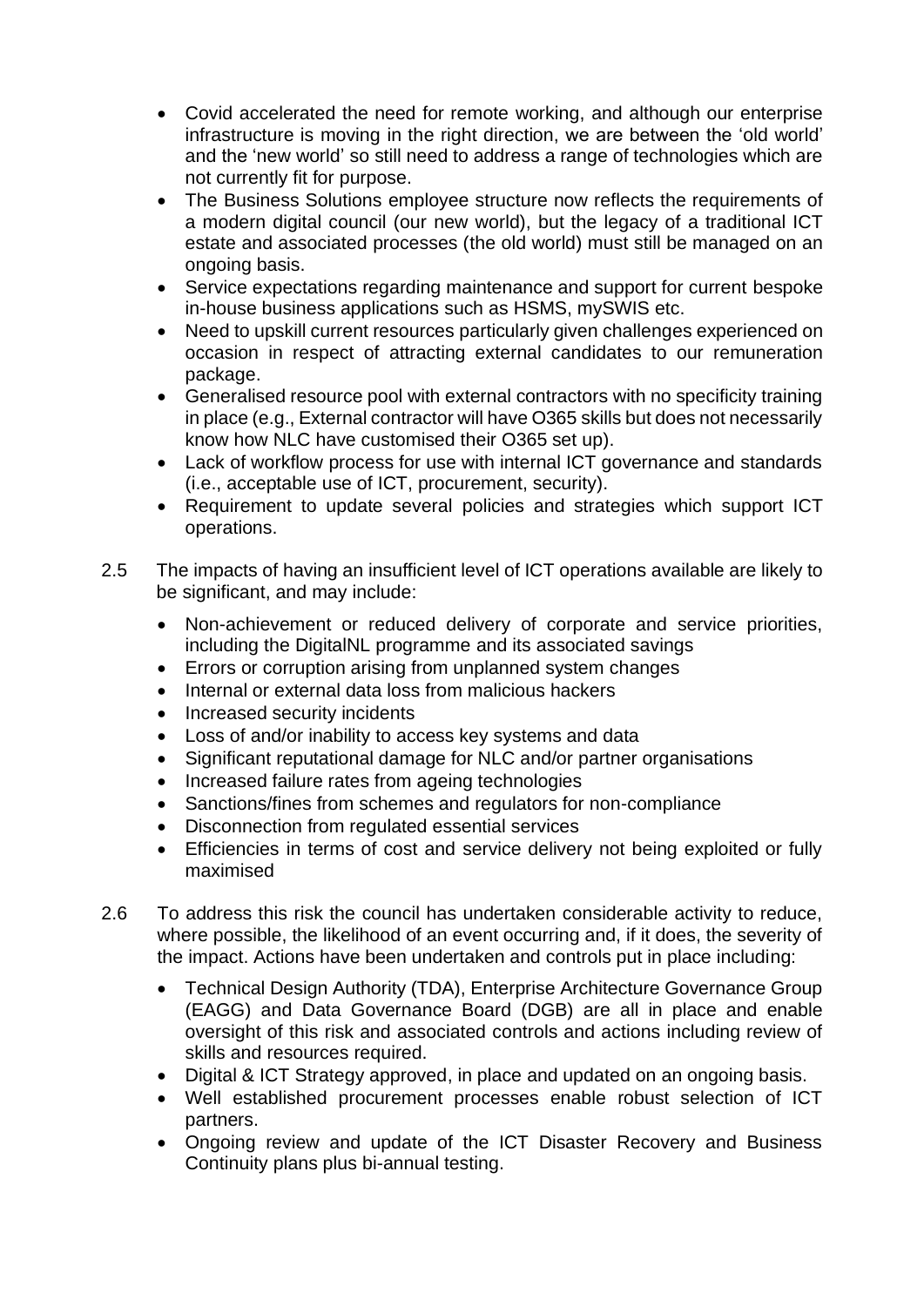- Covid accelerated the need for remote working, and although our enterprise infrastructure is moving in the right direction, we are between the 'old world' and the 'new world' so still need to address a range of technologies which are not currently fit for purpose.
- The Business Solutions employee structure now reflects the requirements of a modern digital council (our new world), but the legacy of a traditional ICT estate and associated processes (the old world) must still be managed on an ongoing basis.
- Service expectations regarding maintenance and support for current bespoke in-house business applications such as HSMS, mySWIS etc.
- Need to upskill current resources particularly given challenges experienced on occasion in respect of attracting external candidates to our remuneration package.
- Generalised resource pool with external contractors with no specificity training in place (e.g., External contractor will have O365 skills but does not necessarily know how NLC have customised their O365 set up).
- Lack of workflow process for use with internal ICT governance and standards (i.e., acceptable use of ICT, procurement, security).
- Requirement to update several policies and strategies which support ICT operations.

2.5 The impacts of having an insufficient level of ICT operations available are likely to be significant, and may include:

- Non-achievement or reduced delivery of corporate and service priorities, including the DigitalNL programme and its associated savings
- Errors or corruption arising from unplanned system changes
- Internal or external data loss from malicious hackers
- Increased security incidents
- Loss of and/or inability to access key systems and data
- Significant reputational damage for NLC and/or partner organisations
- Increased failure rates from ageing technologies
- Sanctions/fines from schemes and regulators for non-compliance
- Disconnection from regulated essential services
- Efficiencies in terms of cost and service delivery not being exploited or fully maximised

2.6 To address this risk the council has undertaken considerable activity to reduce, where possible, the likelihood of an event occurring and, if it does, the severity of the impact. Actions have been undertaken and controls put in place including:

- Technical Design Authority (TDA), Enterprise Architecture Governance Group (EAGG) and Data Governance Board (DGB) are all in place and enable oversight of this risk and associated controls and actions including review of skills and resources required.
- Digital & ICT Strategy approved, in place and updated on an ongoing basis.
- Well established procurement processes enable robust selection of ICT partners.
- Ongoing review and update of the ICT Disaster Recovery and Business Continuity plans plus bi-annual testing.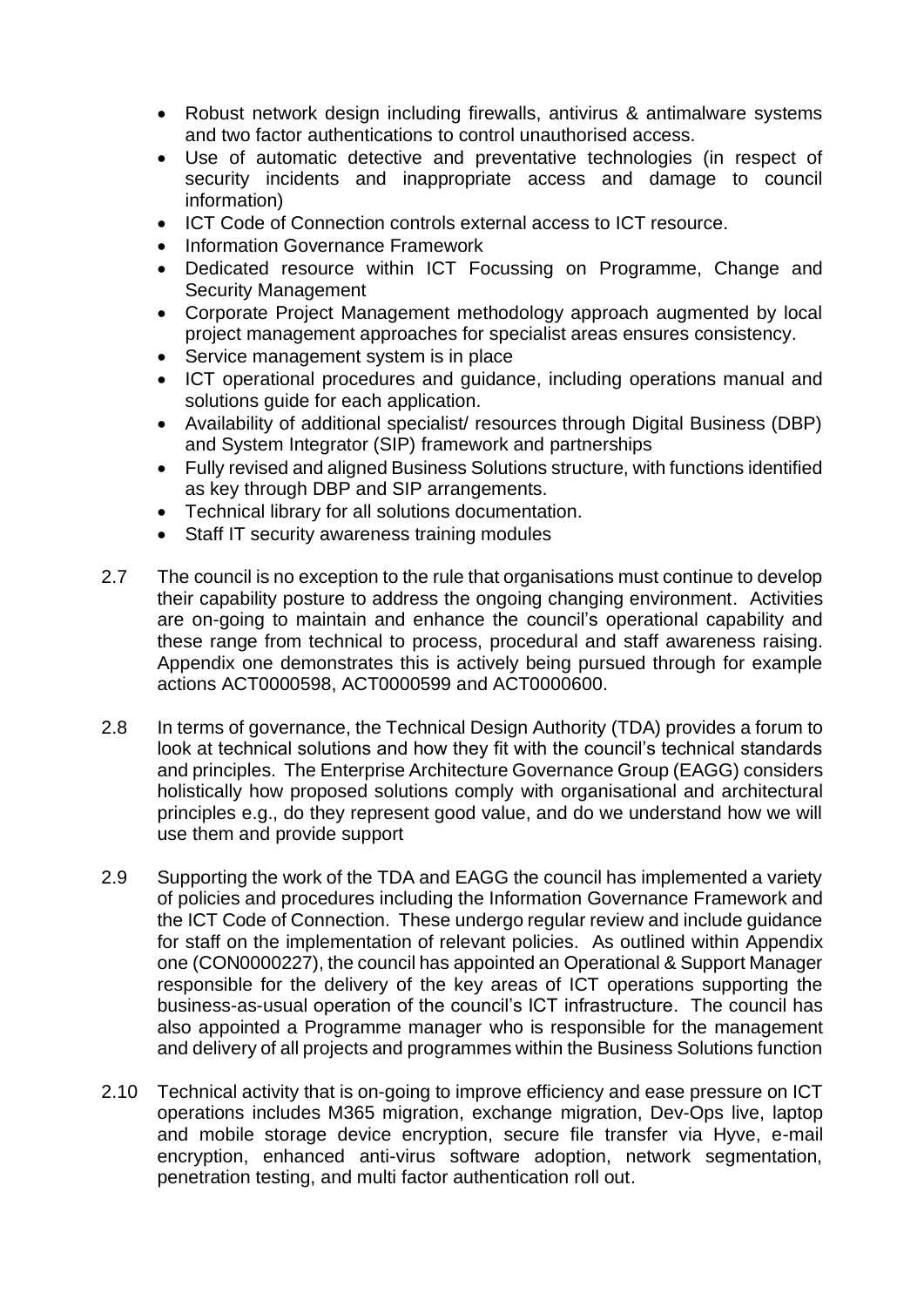- Robust network design including firewalls, antivirus & antimalware systems and two factor authentications to control unauthorised access.
- Use of automatic detective and preventative technologies (in respect of security incidents and inappropriate access and damage to council information)
- ICT Code of Connection controls external access to ICT resource.
- Information Governance Framework
- Dedicated resource within ICT Focussing on Programme, Change and Security Management
- Corporate Project Management methodology approach augmented by local project management approaches for specialist areas ensures consistency.
- Service management system is in place
- ICT operational procedures and guidance, including operations manual and solutions guide for each application.
- Availability of additional specialist/ resources through Digital Business (DBP) and System Integrator (SIP) framework and partnerships
- Fully revised and aligned Business Solutions structure, with functions identified as key through DBP and SIP arrangements.
- Technical library for all solutions documentation.
- Staff IT security awareness training modules

2.7 The council is no exception to the rule that organisations must continue to develop their capability posture to address the ongoing changing environment. Activities are on-going to maintain and enhance the council's operational capability and these range from technical to process, procedural and staff awareness raising. Appendix one demonstrates this is actively being pursued through for example actions ACT0000598, ACT0000599 and ACT0000600.

2.8 In terms of governance, the Technical Design Authority (TDA) provides a forum to look at technical solutions and how they fit with the council's technical standards and principles. The Enterprise Architecture Governance Group (EAGG) considers holistically how proposed solutions comply with organisational and architectural principles e.g., do they represent good value, and do we understand how we will use them and provide support

2.9 Supporting the work of the TDA and EAGG the council has implemented a variety of policies and procedures including the Information Governance Framework and the ICT Code of Connection. These undergo regular review and include guidance for staff on the implementation of relevant policies. As outlined within Appendix one (CON0000227), the council has appointed an Operational & Support Manager responsible for the delivery of the key areas of ICT operations supporting the business-as-usual operation of the council's ICT infrastructure. The council has also appointed a Programme manager who is responsible for the management and delivery of all projects and programmes within the Business Solutions function

2.10 Technical activity that is on-going to improve efficiency and ease pressure on ICT operations includes M365 migration, exchange migration, Dev-Ops live, laptop and mobile storage device encryption, secure file transfer via Hyve, e-mail encryption, enhanced anti-virus software adoption, network segmentation, penetration testing, and multi factor authentication roll out.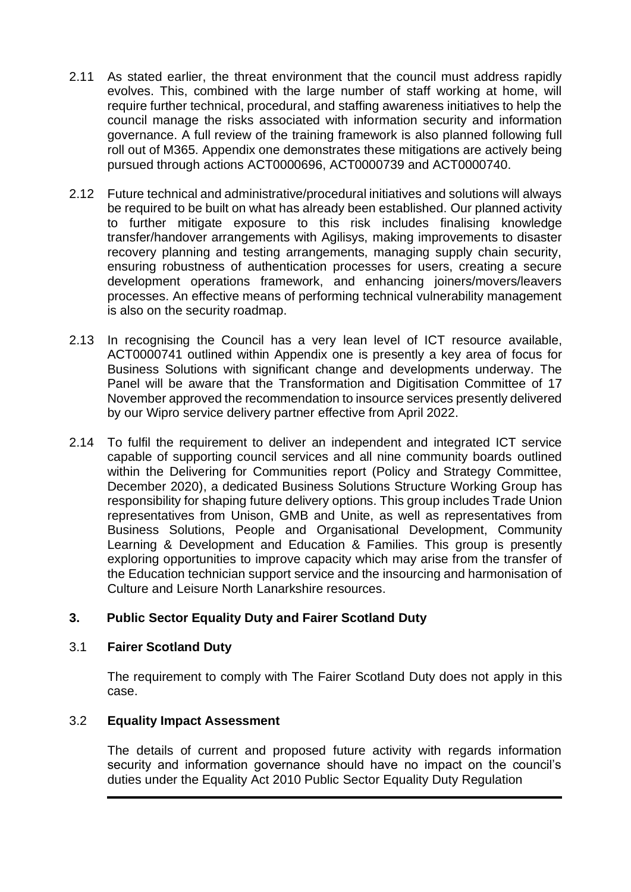2.11 As stated earlier, the threat environment that the council must address rapidly evolves. This, combined with the large number of staff working at home, will require further technical, procedural, and staffing awareness initiatives to help the council manage the risks associated with information security and information governance. A full review of the training framework is also planned following full roll out of M365. Appendix one demonstrates these mitigations are actively being pursued through actions ACT0000696, ACT0000739 and ACT0000740.

2.12 Future technical and administrative/procedural initiatives and solutions will always be required to be built on what has already been established. Our planned activity to further mitigate exposure to this risk includes finalising knowledge transfer/handover arrangements with Agilisys, making improvements to disaster recovery planning and testing arrangements, managing supply chain security, ensuring robustness of authentication processes for users, creating a secure development operations framework, and enhancing joiners/movers/leavers processes. An effective means of performing technical vulnerability management is also on the security roadmap.

2.13 In recognising the Council has a very lean level of ICT resource available, ACT0000741 outlined within Appendix one is presently a key area of focus for Business Solutions with significant change and developments underway. The Panel will be aware that the Transformation and Digitisation Committee of 17 November approved the recommendation to insource services presently delivered by our Wipro service delivery partner effective from April 2022.

2.14 To fulfil the requirement to deliver an independent and integrated ICT service capable of supporting council services and all nine community boards outlined within the Delivering for Communities report (Policy and Strategy Committee, December 2020), a dedicated Business Solutions Structure Working Group has responsibility for shaping future delivery options. This group includes Trade Union representatives from Unison, GMB and Unite, as well as representatives from Business Solutions, People and Organisational Development, Community Learning & Development and Education & Families. This group is presently exploring opportunities to improve capacity which may arise from the transfer of the Education technician support service and the insourcing and harmonisation of Culture and Leisure North Lanarkshire resources.

## 3. Public Sector Equality Duty and Fairer Scotland Duty

### 3.1 Fairer Scotland Duty

The requirement to comply with The Fairer Scotland Duty does not apply in this case.

### 3.2 Equality Impact Assessment

The details of current and proposed future activity with regards information security and information governance should have no impact on the council's duties under the Equality Act 2010 Public Sector Equality Duty Regulation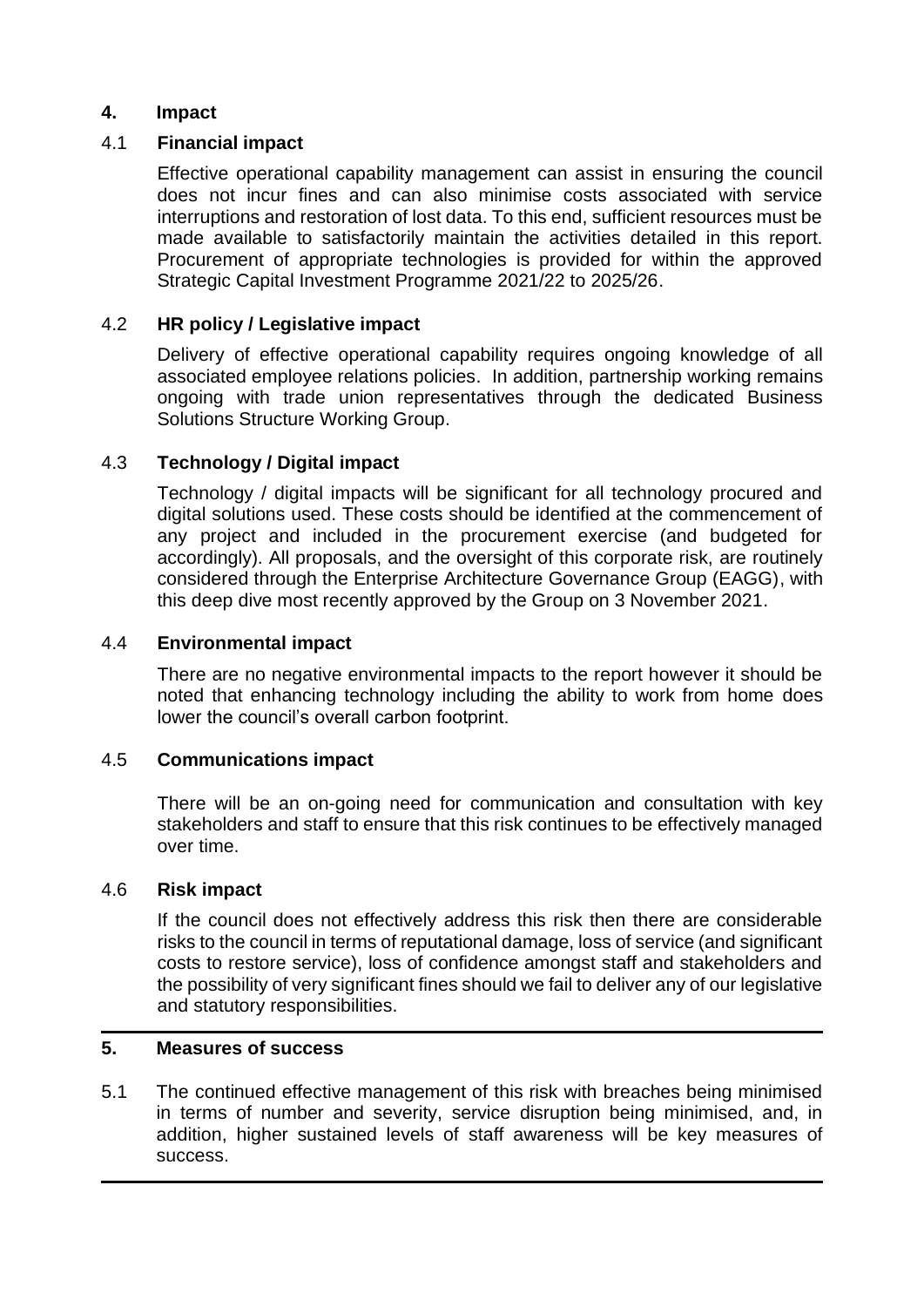## 4. Impact

### 4.1 Financial impact

Effective operational capability management can assist in ensuring the council does not incur fines and can also minimise costs associated with service interruptions and restoration of lost data. To this end, sufficient resources must be made available to satisfactorily maintain the activities detailed in this report. Procurement of appropriate technologies is provided for within the approved Strategic Capital Investment Programme 2021/22 to 2025/26.

### 4.2 HR policy / Legislative impact

Delivery of effective operational capability requires ongoing knowledge of all associated employee relations policies. In addition, partnership working remains ongoing with trade union representatives through the dedicated Business Solutions Structure Working Group.

### 4.3 Technology / Digital impact

Technology / digital impacts will be significant for all technology procured and digital solutions used. These costs should be identified at the commencement of any project and included in the procurement exercise (and budgeted for accordingly). All proposals, and the oversight of this corporate risk, are routinely considered through the Enterprise Architecture Governance Group (EAGG), with this deep dive most recently approved by the Group on 3 November 2021.

### 4.4 Environmental impact

There are no negative environmental impacts to the report however it should be noted that enhancing technology including the ability to work from home does lower the council's overall carbon footprint.

### 4.5 Communications impact

There will be an on-going need for communication and consultation with key stakeholders and staff to ensure that this risk continues to be effectively managed over time.

### 4.6 Risk impact

If the council does not effectively address this risk then there are considerable risks to the council in terms of reputational damage, loss of service (and significant costs to restore service), loss of confidence amongst staff and stakeholders and the possibility of very significant fines should we fail to deliver any of our legislative and statutory responsibilities.

## 5. Measures of success

5.1 The continued effective management of this risk with breaches being minimised in terms of number and severity, service disruption being minimised, and, in addition, higher sustained levels of staff awareness will be key measures of success.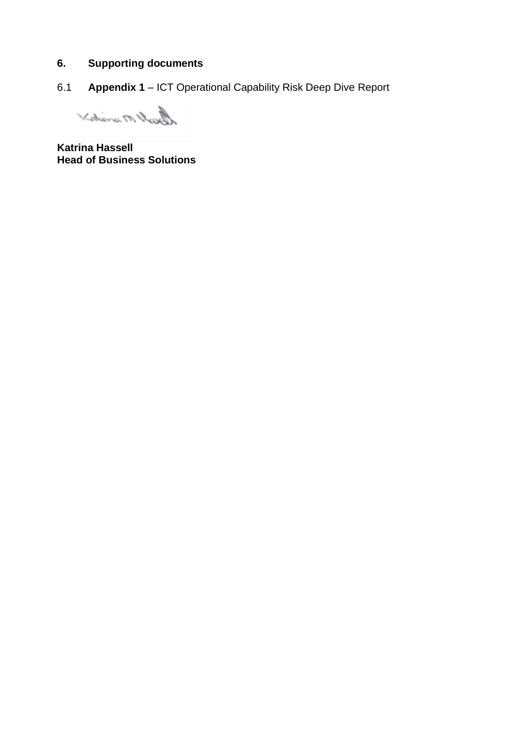## 6. Supporting documents

6.1 **Appendix 1** – ICT Operational Capability Risk Deep Dive Report

**Katrina Hassell**
**Head of Business Solutions**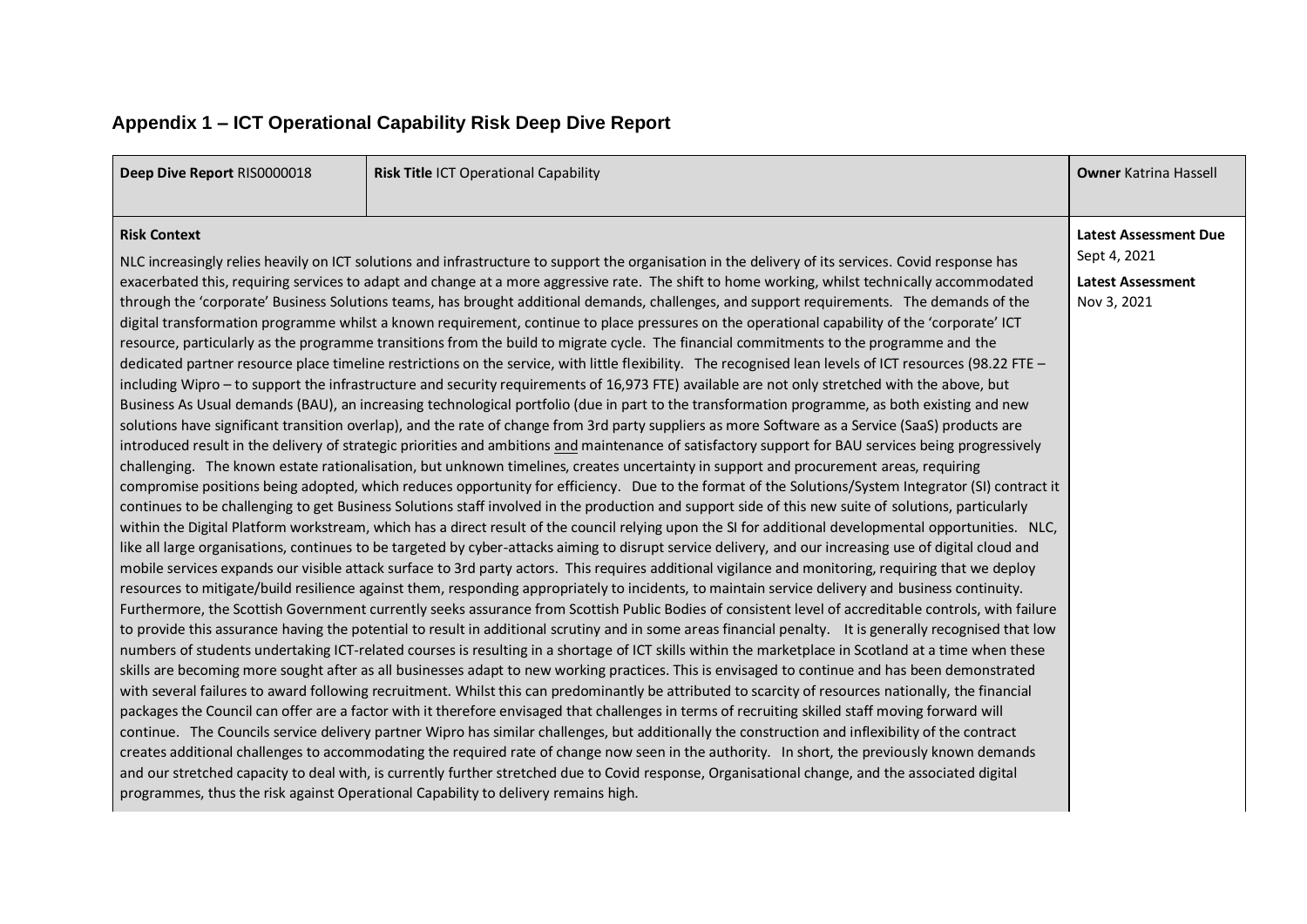## Appendix 1 – ICT Operational Capability Risk Deep Dive Report

| **Deep Dive Report** RIS0000018 | **Risk Title** ICT Operational Capability | **Owner** Katrina Hassell |
|---|---|---|
| **Risk Context**<br><br>NLC increasingly relies heavily on ICT solutions and infrastructure to support the organisation in the delivery of its services. Covid response has exacerbated this, requiring services to adapt and change at a more aggressive rate. The shift to home working, whilst technically accommodated through the 'corporate' Business Solutions teams, has brought additional demands, challenges, and support requirements. The demands of the digital transformation programme whilst a known requirement, continue to place pressures on the operational capability of the 'corporate' ICT resource, particularly as the programme transitions from the build to migrate cycle. The financial commitments to the programme and the dedicated partner resource place timeline restrictions on the service, with little flexibility. The recognised lean levels of ICT resources (98.22 FTE – including Wipro – to support the infrastructure and security requirements of 16,973 FTE) available are not only stretched with the above, but Business As Usual demands (BAU), an increasing technological portfolio (due in part to the transformation programme, as both existing and new solutions have significant transition overlap), and the rate of change from 3rd party suppliers as more Software as a Service (SaaS) products are introduced result in the delivery of strategic priorities and ambitions <u>and</u> maintenance of satisfactory support for BAU services being progressively challenging. The known estate rationalisation, but unknown timelines, creates uncertainty in support and procurement areas, requiring compromise positions being adopted, which reduces opportunity for efficiency. Due to the format of the Solutions/System Integrator (SI) contract it continues to be challenging to get Business Solutions staff involved in the production and support side of this new suite of solutions, particularly within the Digital Platform workstream, which has a direct result of the council relying upon the SI for additional developmental opportunities. NLC, like all large organisations, continues to be targeted by cyber-attacks aiming to disrupt service delivery, and our increasing use of digital cloud and mobile services expands our visible attack surface to 3rd party actors. This requires additional vigilance and monitoring, requiring that we deploy resources to mitigate/build resilience against them, responding appropriately to incidents, to maintain service delivery and business continuity. Furthermore, the Scottish Government currently seeks assurance from Scottish Public Bodies of consistent level of accreditable controls, with failure to provide this assurance having the potential to result in additional scrutiny and in some areas financial penalty. It is generally recognised that low numbers of students undertaking ICT-related courses is resulting in a shortage of ICT skills within the marketplace in Scotland at a time when these skills are becoming more sought after as all businesses adapt to new working practices. This is envisaged to continue and has been demonstrated with several failures to award following recruitment. Whilst this can predominantly be attributed to scarcity of resources nationally, the financial packages the Council can offer are a factor with it therefore envisaged that challenges in terms of recruiting skilled staff moving forward will continue. The Councils service delivery partner Wipro has similar challenges, but additionally the construction and inflexibility of the contract creates additional challenges to accommodating the required rate of change now seen in the authority. In short, the previously known demands and our stretched capacity to deal with, is currently further stretched due to Covid response, Organisational change, and the associated digital programmes, thus the risk against Operational Capability to delivery remains high. | | **Latest Assessment Due**<br>Sept 4, 2021<br><br>**Latest Assessment**<br>Nov 3, 2021 |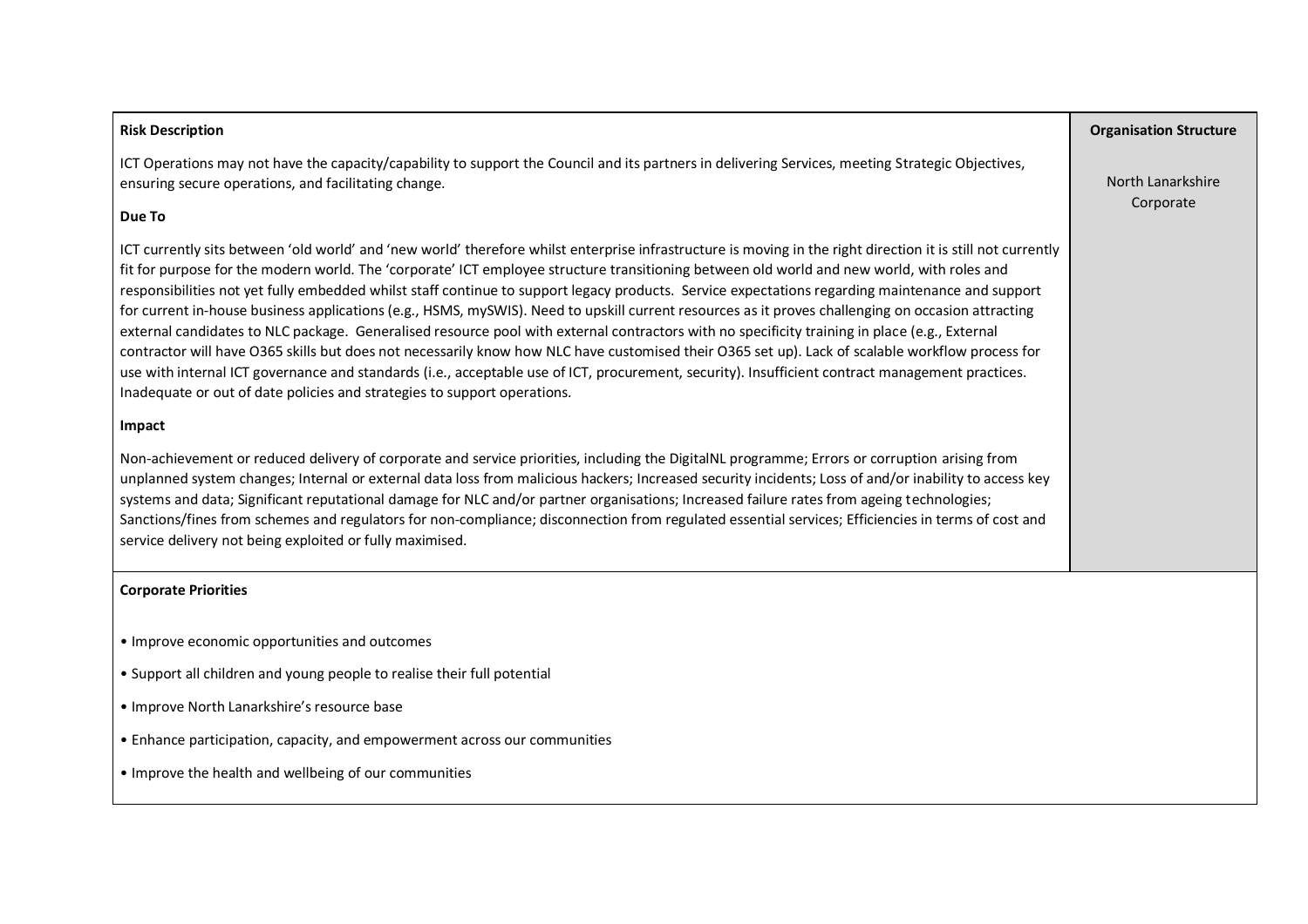| Risk Description | Organisation Structure |
|---|---|
| ICT Operations may not have the capacity/capability to support the Council and its partners in delivering Services, meeting Strategic Objectives, ensuring secure operations, and facilitating change.<br><br>**Due To**<br><br>ICT currently sits between 'old world' and 'new world' therefore whilst enterprise infrastructure is moving in the right direction it is still not currently fit for purpose for the modern world. The 'corporate' ICT employee structure transitioning between old world and new world, with roles and responsibilities not yet fully embedded whilst staff continue to support legacy products. Service expectations regarding maintenance and support for current in-house business applications (e.g., HSMS, mySWIS). Need to upskill current resources as it proves challenging on occasion attracting external candidates to NLC package. Generalised resource pool with external contractors with no specificity training in place (e.g., External contractor will have O365 skills but does not necessarily know how NLC have customised their O365 set up). Lack of scalable workflow process for use with internal ICT governance and standards (i.e., acceptable use of ICT, procurement, security). Insufficient contract management practices. Inadequate or out of date policies and strategies to support operations.<br><br>**Impact**<br><br>Non-achievement or reduced delivery of corporate and service priorities, including the DigitalNL programme; Errors or corruption arising from unplanned system changes; Internal or external data loss from malicious hackers; Increased security incidents; Loss of and/or inability to access key systems and data; Significant reputational damage for NLC and/or partner organisations; Increased failure rates from ageing technologies; Sanctions/fines from schemes and regulators for non-compliance; disconnection from regulated essential services; Efficiencies in terms of cost and service delivery not being exploited or fully maximised. | North Lanarkshire Corporate |

**Corporate Priorities**

- Improve economic opportunities and outcomes
- Support all children and young people to realise their full potential
- Improve North Lanarkshire's resource base
- Enhance participation, capacity, and empowerment across our communities
- Improve the health and wellbeing of our communities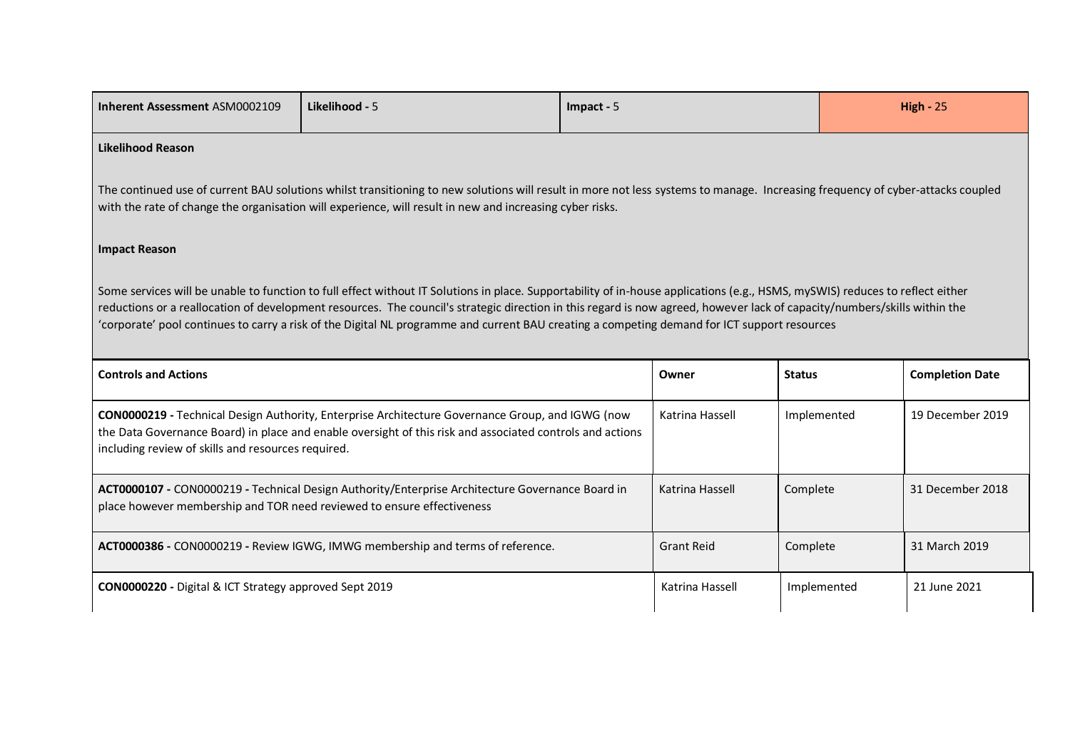| **Inherent Assessment** ASM0002109 | **Likelihood -** 5 | **Impact -** 5 | **High -** 25 |
|---|---|---|---|

**Likelihood Reason**

The continued use of current BAU solutions whilst transitioning to new solutions will result in more not less systems to manage. Increasing frequency of cyber-attacks coupled with the rate of change the organisation will experience, will result in new and increasing cyber risks.

**Impact Reason**

Some services will be unable to function to full effect without IT Solutions in place. Supportability of in-house applications (e.g., HSMS, mySWIS) reduces to reflect either reductions or a reallocation of development resources. The council's strategic direction in this regard is now agreed, however lack of capacity/numbers/skills within the 'corporate' pool continues to carry a risk of the Digital NL programme and current BAU creating a competing demand for ICT support resources

| **Controls and Actions** | **Owner** | **Status** | **Completion Date** |
|---|---|---|---|
| **CON0000219 -** Technical Design Authority, Enterprise Architecture Governance Group, and IGWG (now the Data Governance Board) in place and enable oversight of this risk and associated controls and actions including review of skills and resources required. | Katrina Hassell | Implemented | 19 December 2019 |
| **ACT0000107 -** CON0000219 **-** Technical Design Authority/Enterprise Architecture Governance Board in place however membership and TOR need reviewed to ensure effectiveness | Katrina Hassell | Complete | 31 December 2018 |
| **ACT0000386 -** CON0000219 **-** Review IGWG, IMWG membership and terms of reference. | Grant Reid | Complete | 31 March 2019 |
| **CON0000220 -** Digital & ICT Strategy approved Sept 2019 | Katrina Hassell | Implemented | 21 June 2021 |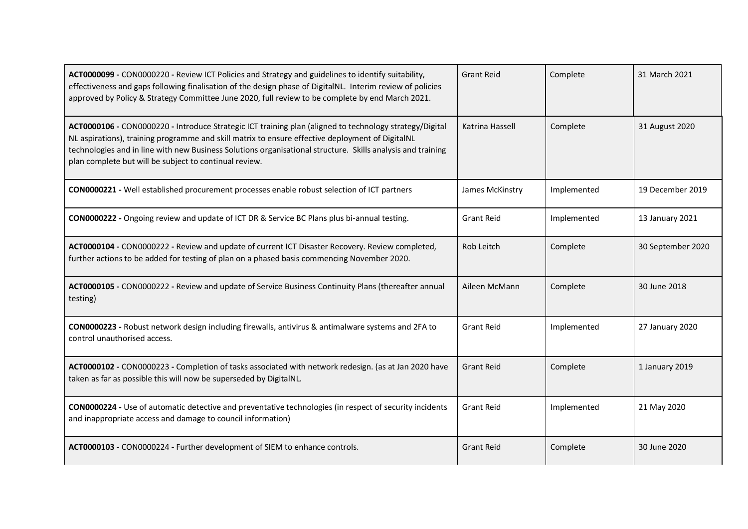| | | | |
|---|---|---|---|
| **ACT0000099 -** CON0000220 **-** Review ICT Policies and Strategy and guidelines to identify suitability, effectiveness and gaps following finalisation of the design phase of DigitalNL. Interim review of policies approved by Policy & Strategy Committee June 2020, full review to be complete by end March 2021. | Grant Reid | Complete | 31 March 2021 |
| **ACT0000106 -** CON0000220 **-** Introduce Strategic ICT training plan (aligned to technology strategy/Digital NL aspirations), training programme and skill matrix to ensure effective deployment of DigitalNL technologies and in line with new Business Solutions organisational structure. Skills analysis and training plan complete but will be subject to continual review. | Katrina Hassell | Complete | 31 August 2020 |
| **CON0000221 -** Well established procurement processes enable robust selection of ICT partners | James McKinstry | Implemented | 19 December 2019 |
| **CON0000222 -** Ongoing review and update of ICT DR & Service BC Plans plus bi-annual testing. | Grant Reid | Implemented | 13 January 2021 |
| **ACT0000104 -** CON0000222 **-** Review and update of current ICT Disaster Recovery. Review completed, further actions to be added for testing of plan on a phased basis commencing November 2020. | Rob Leitch | Complete | 30 September 2020 |
| **ACT0000105 -** CON0000222 **-** Review and update of Service Business Continuity Plans (thereafter annual testing) | Aileen McMann | Complete | 30 June 2018 |
| **CON0000223 -** Robust network design including firewalls, antivirus & antimalware systems and 2FA to control unauthorised access. | Grant Reid | Implemented | 27 January 2020 |
| **ACT0000102 -** CON0000223 **-** Completion of tasks associated with network redesign. (as at Jan 2020 have taken as far as possible this will now be superseded by DigitalNL. | Grant Reid | Complete | 1 January 2019 |
| **CON0000224 -** Use of automatic detective and preventative technologies (in respect of security incidents and inappropriate access and damage to council information) | Grant Reid | Implemented | 21 May 2020 |
| **ACT0000103 -** CON0000224 **-** Further development of SIEM to enhance controls. | Grant Reid | Complete | 30 June 2020 |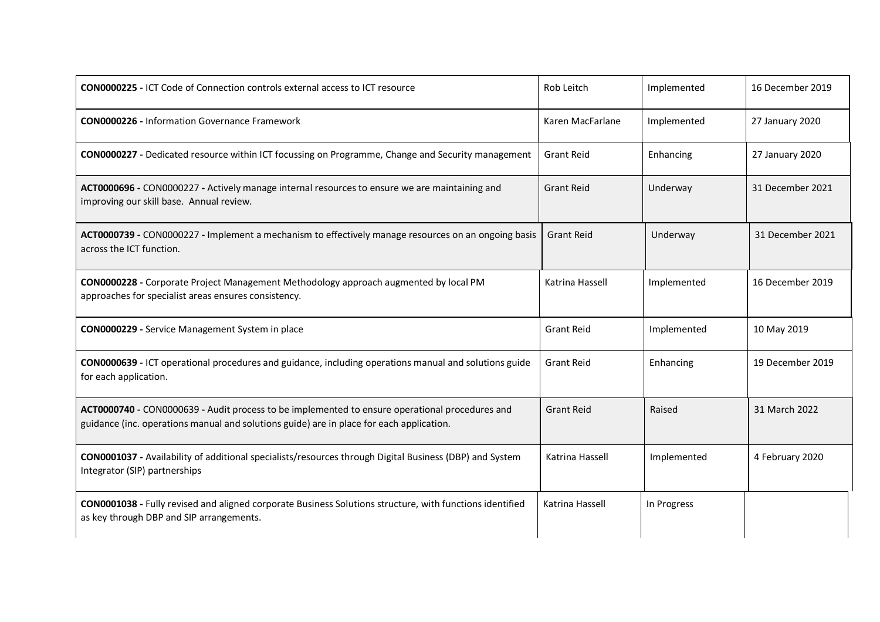| | | | |
|---|---|---|---|
| **CON0000225 -** ICT Code of Connection controls external access to ICT resource | Rob Leitch | Implemented | 16 December 2019 |
| **CON0000226 -** Information Governance Framework | Karen MacFarlane | Implemented | 27 January 2020 |
| **CON0000227 -** Dedicated resource within ICT focussing on Programme, Change and Security management | Grant Reid | Enhancing | 27 January 2020 |
| **ACT0000696 -** CON0000227 **-** Actively manage internal resources to ensure we are maintaining and improving our skill base. Annual review. | Grant Reid | Underway | 31 December 2021 |
| **ACT0000739 -** CON0000227 **-** Implement a mechanism to effectively manage resources on an ongoing basis across the ICT function. | Grant Reid | Underway | 31 December 2021 |
| **CON0000228 -** Corporate Project Management Methodology approach augmented by local PM approaches for specialist areas ensures consistency. | Katrina Hassell | Implemented | 16 December 2019 |
| **CON0000229 -** Service Management System in place | Grant Reid | Implemented | 10 May 2019 |
| **CON0000639 -** ICT operational procedures and guidance, including operations manual and solutions guide for each application. | Grant Reid | Enhancing | 19 December 2019 |
| **ACT0000740 -** CON0000639 **-** Audit process to be implemented to ensure operational procedures and guidance (inc. operations manual and solutions guide) are in place for each application. | Grant Reid | Raised | 31 March 2022 |
| **CON0001037 -** Availability of additional specialists/resources through Digital Business (DBP) and System Integrator (SIP) partnerships | Katrina Hassell | Implemented | 4 February 2020 |
| **CON0001038 -** Fully revised and aligned corporate Business Solutions structure, with functions identified as key through DBP and SIP arrangements. | Katrina Hassell | In Progress | |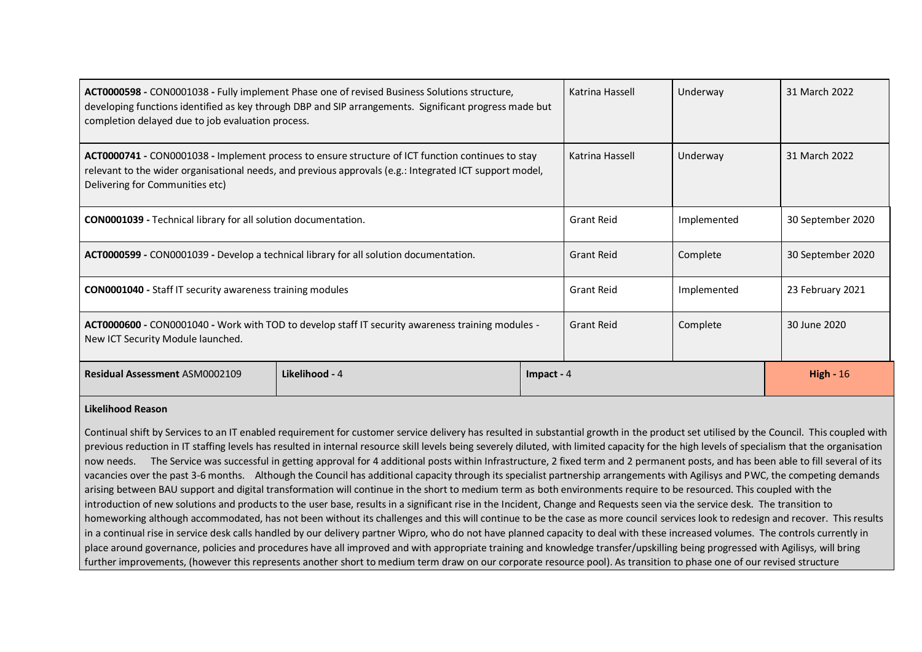| | | | |
|---|---|---|---|
| **ACT0000598 -** CON0001038 **-** Fully implement Phase one of revised Business Solutions structure, developing functions identified as key through DBP and SIP arrangements. Significant progress made but completion delayed due to job evaluation process. | Katrina Hassell | Underway | 31 March 2022 |
| **ACT0000741 -** CON0001038 **-** Implement process to ensure structure of ICT function continues to stay relevant to the wider organisational needs, and previous approvals (e.g.: Integrated ICT support model, Delivering for Communities etc) | Katrina Hassell | Underway | 31 March 2022 |
| **CON0001039 -** Technical library for all solution documentation. | Grant Reid | Implemented | 30 September 2020 |
| **ACT0000599 -** CON0001039 **-** Develop a technical library for all solution documentation. | Grant Reid | Complete | 30 September 2020 |
| **CON0001040 -** Staff IT security awareness training modules | Grant Reid | Implemented | 23 February 2021 |
| **ACT0000600 -** CON0001040 **-** Work with TOD to develop staff IT security awareness training modules - New ICT Security Module launched. | Grant Reid | Complete | 30 June 2020 |

| **Residual Assessment** ASM0002109 | **Likelihood -** 4 | **Impact -** 4 | **High -** 16 |
|---|---|---|---|

**Likelihood Reason**

Continual shift by Services to an IT enabled requirement for customer service delivery has resulted in substantial growth in the product set utilised by the Council. This coupled with previous reduction in IT staffing levels has resulted in internal resource skill levels being severely diluted, with limited capacity for the high levels of specialism that the organisation now needs. The Service was successful in getting approval for 4 additional posts within Infrastructure, 2 fixed term and 2 permanent posts, and has been able to fill several of its vacancies over the past 3-6 months. Although the Council has additional capacity through its specialist partnership arrangements with Agilisys and PWC, the competing demands arising between BAU support and digital transformation will continue in the short to medium term as both environments require to be resourced. This coupled with the introduction of new solutions and products to the user base, results in a significant rise in the Incident, Change and Requests seen via the service desk. The transition to homeworking although accommodated, has not been without its challenges and this will continue to be the case as more council services look to redesign and recover. This results in a continual rise in service desk calls handled by our delivery partner Wipro, who do not have planned capacity to deal with these increased volumes. The controls currently in place around governance, policies and procedures have all improved and with appropriate training and knowledge transfer/upskilling being progressed with Agilisys, will bring further improvements, (however this represents another short to medium term draw on our corporate resource pool). As transition to phase one of our revised structure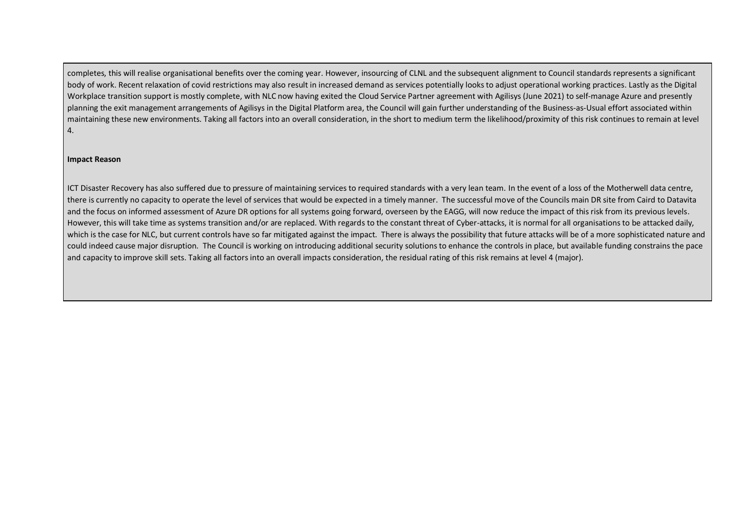completes, this will realise organisational benefits over the coming year. However, insourcing of CLNL and the subsequent alignment to Council standards represents a significant body of work. Recent relaxation of covid restrictions may also result in increased demand as services potentially looks to adjust operational working practices. Lastly as the Digital Workplace transition support is mostly complete, with NLC now having exited the Cloud Service Partner agreement with Agilisys (June 2021) to self-manage Azure and presently planning the exit management arrangements of Agilisys in the Digital Platform area, the Council will gain further understanding of the Business-as-Usual effort associated within maintaining these new environments. Taking all factors into an overall consideration, in the short to medium term the likelihood/proximity of this risk continues to remain at level 4.

**Impact Reason**

ICT Disaster Recovery has also suffered due to pressure of maintaining services to required standards with a very lean team. In the event of a loss of the Motherwell data centre, there is currently no capacity to operate the level of services that would be expected in a timely manner. The successful move of the Councils main DR site from Caird to Datavita and the focus on informed assessment of Azure DR options for all systems going forward, overseen by the EAGG, will now reduce the impact of this risk from its previous levels. However, this will take time as systems transition and/or are replaced. With regards to the constant threat of Cyber-attacks, it is normal for all organisations to be attacked daily, which is the case for NLC, but current controls have so far mitigated against the impact. There is always the possibility that future attacks will be of a more sophisticated nature and could indeed cause major disruption. The Council is working on introducing additional security solutions to enhance the controls in place, but available funding constrains the pace and capacity to improve skill sets. Taking all factors into an overall impacts consideration, the residual rating of this risk remains at level 4 (major).